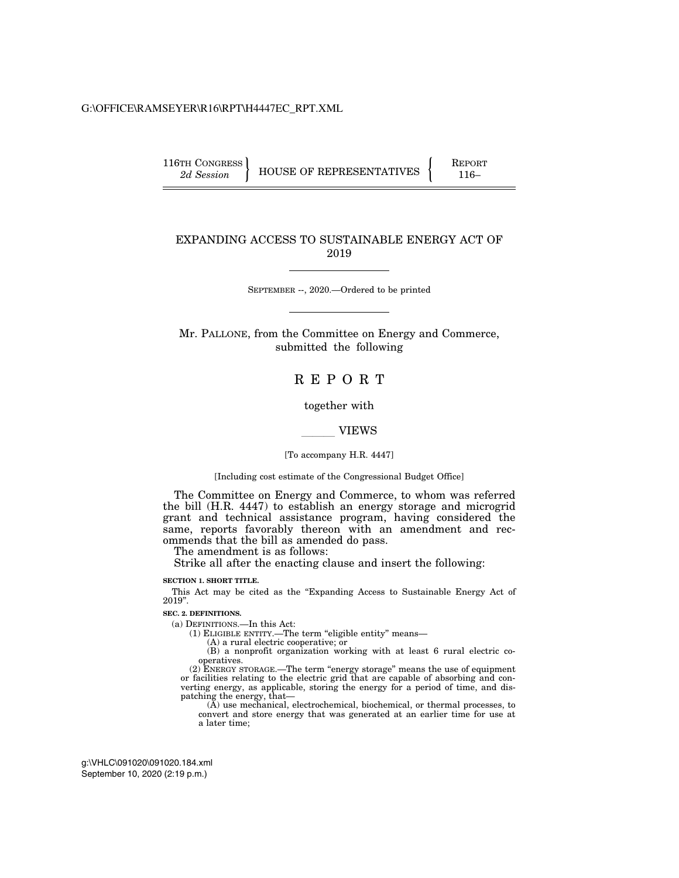116TH CONGRESS
*2d Session*

HOUSE OF REPRESENTATIVES

REPORT
116–

# EXPANDING ACCESS TO SUSTAINABLE ENERGY ACT OF 2019

SEPTEMBER --, 2020.—Ordered to be printed

Mr. PALLONE, from the Committee on Energy and Commerce, submitted the following

## R E P O R T

together with

______ VIEWS

[To accompany H.R. 4447]

[Including cost estimate of the Congressional Budget Office]

The Committee on Energy and Commerce, to whom was referred the bill (H.R. 4447) to establish an energy storage and microgrid grant and technical assistance program, having considered the same, reports favorably thereon with an amendment and recommends that the bill as amended do pass.

The amendment is as follows:

Strike all after the enacting clause and insert the following:

**SECTION 1. SHORT TITLE.**

This Act may be cited as the "Expanding Access to Sustainable Energy Act of 2019".

**SEC. 2. DEFINITIONS.**

(a) DEFINITIONS.—In this Act:

(1) ELIGIBLE ENTITY.—The term "eligible entity" means—

(A) a rural electric cooperative; or

(B) a nonprofit organization working with at least 6 rural electric cooperatives.

(2) ENERGY STORAGE.—The term "energy storage" means the use of equipment or facilities relating to the electric grid that are capable of absorbing and converting energy, as applicable, storing the energy for a period of time, and dispatching the energy, that—

(A) use mechanical, electrochemical, biochemical, or thermal processes, to convert and store energy that was generated at an earlier time for use at a later time;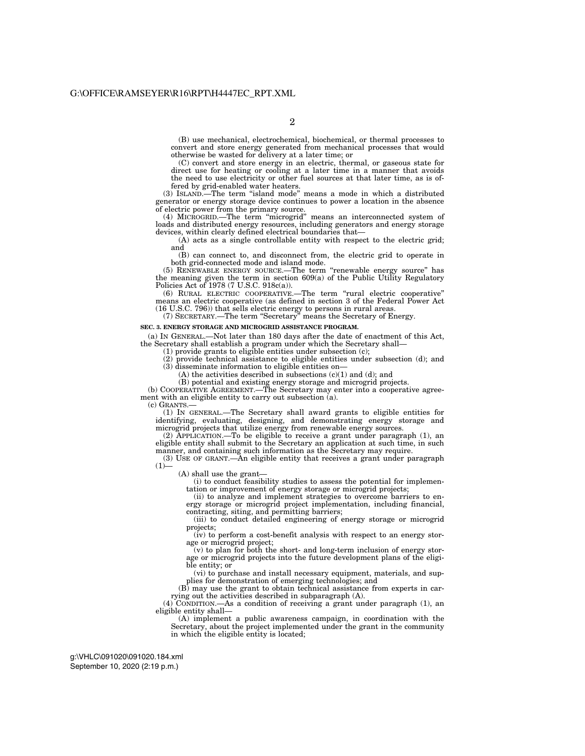(B) use mechanical, electrochemical, biochemical, or thermal processes to convert and store energy generated from mechanical processes that would otherwise be wasted for delivery at a later time; or

(C) convert and store energy in an electric, thermal, or gaseous state for direct use for heating or cooling at a later time in a manner that avoids the need to use electricity or other fuel sources at that later time, as is offered by grid-enabled water heaters.

(3) ISLAND.—The term "island mode" means a mode in which a distributed generator or energy storage device continues to power a location in the absence of electric power from the primary source.

(4) MICROGRID.—The term "microgrid" means an interconnected system of loads and distributed energy resources, including generators and energy storage devices, within clearly defined electrical boundaries that—

(A) acts as a single controllable entity with respect to the electric grid; and

(B) can connect to, and disconnect from, the electric grid to operate in both grid-connected mode and island mode.

(5) RENEWABLE ENERGY SOURCE.—The term "renewable energy source" has the meaning given the term in section 609(a) of the Public Utility Regulatory Policies Act of 1978 (7 U.S.C. 918c(a)).

(6) RURAL ELECTRIC COOPERATIVE.—The term "rural electric cooperative" means an electric cooperative (as defined in section 3 of the Federal Power Act (16 U.S.C. 796)) that sells electric energy to persons in rural areas.

(7) SECRETARY.—The term "Secretary" means the Secretary of Energy.

**SEC. 3. ENERGY STORAGE AND MICROGRID ASSISTANCE PROGRAM.**

(a) IN GENERAL.—Not later than 180 days after the date of enactment of this Act, the Secretary shall establish a program under which the Secretary shall—

(1) provide grants to eligible entities under subsection (c);

(2) provide technical assistance to eligible entities under subsection (d); and

(3) disseminate information to eligible entities on—

(A) the activities described in subsections (c)(1) and (d); and

(B) potential and existing energy storage and microgrid projects.

(b) COOPERATIVE AGREEMENT.—The Secretary may enter into a cooperative agreement with an eligible entity to carry out subsection (a).

(c) GRANTS.—

(1) IN GENERAL.—The Secretary shall award grants to eligible entities for identifying, evaluating, designing, and demonstrating energy storage and microgrid projects that utilize energy from renewable energy sources.

(2) APPLICATION.—To be eligible to receive a grant under paragraph (1), an eligible entity shall submit to the Secretary an application at such time, in such manner, and containing such information as the Secretary may require.

(3) USE OF GRANT.—An eligible entity that receives a grant under paragraph (1)—

(A) shall use the grant—

(i) to conduct feasibility studies to assess the potential for implementation or improvement of energy storage or microgrid projects;

(ii) to analyze and implement strategies to overcome barriers to energy storage or microgrid project implementation, including financial, contracting, siting, and permitting barriers;

(iii) to conduct detailed engineering of energy storage or microgrid projects;

(iv) to perform a cost-benefit analysis with respect to an energy storage or microgrid project;

(v) to plan for both the short- and long-term inclusion of energy storage or microgrid projects into the future development plans of the eligible entity; or

(vi) to purchase and install necessary equipment, materials, and supplies for demonstration of emerging technologies; and

(B) may use the grant to obtain technical assistance from experts in carrying out the activities described in subparagraph (A).

(4) CONDITION.—As a condition of receiving a grant under paragraph (1), an eligible entity shall—

(A) implement a public awareness campaign, in coordination with the Secretary, about the project implemented under the grant in the community in which the eligible entity is located;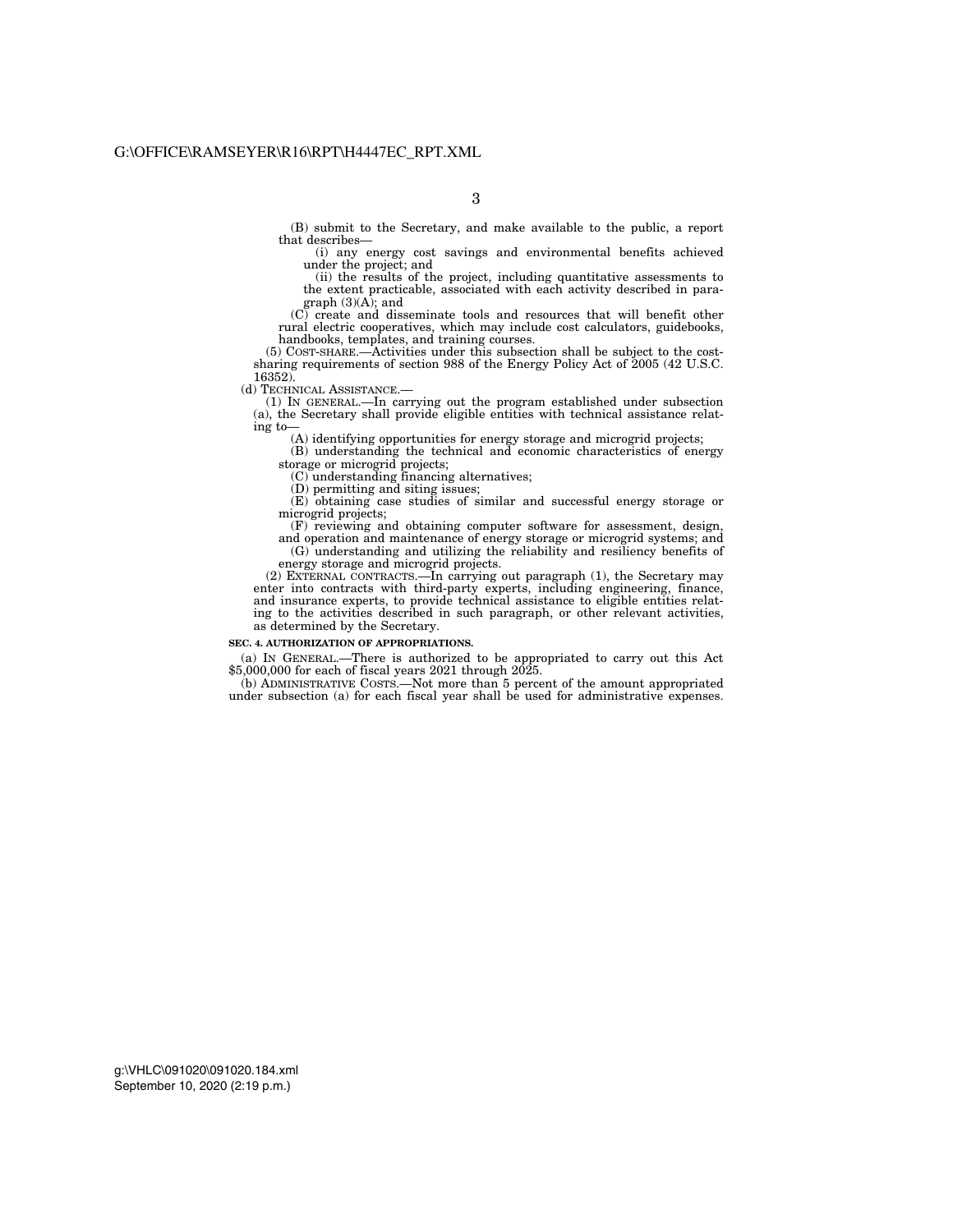(B) submit to the Secretary, and make available to the public, a report that describes—

(i) any energy cost savings and environmental benefits achieved under the project; and

(ii) the results of the project, including quantitative assessments to the extent practicable, associated with each activity described in paragraph (3)(A); and

(C) create and disseminate tools and resources that will benefit other rural electric cooperatives, which may include cost calculators, guidebooks, handbooks, templates, and training courses.

(5) COST-SHARE.—Activities under this subsection shall be subject to the cost-sharing requirements of section 988 of the Energy Policy Act of 2005 (42 U.S.C. 16352).

(d) TECHNICAL ASSISTANCE.—

(1) IN GENERAL.—In carrying out the program established under subsection (a), the Secretary shall provide eligible entities with technical assistance relating to—

(A) identifying opportunities for energy storage and microgrid projects;

(B) understanding the technical and economic characteristics of energy storage or microgrid projects;

(C) understanding financing alternatives;

(D) permitting and siting issues;

(E) obtaining case studies of similar and successful energy storage or microgrid projects;

(F) reviewing and obtaining computer software for assessment, design, and operation and maintenance of energy storage or microgrid systems; and

(G) understanding and utilizing the reliability and resiliency benefits of energy storage and microgrid projects.

(2) EXTERNAL CONTRACTS.—In carrying out paragraph (1), the Secretary may enter into contracts with third-party experts, including engineering, finance, and insurance experts, to provide technical assistance to eligible entities relating to the activities described in such paragraph, or other relevant activities, as determined by the Secretary.

**SEC. 4. AUTHORIZATION OF APPROPRIATIONS.**

(a) IN GENERAL.—There is authorized to be appropriated to carry out this Act $5,000,000 for each of fiscal years 2021 through 2025.

(b) ADMINISTRATIVE COSTS.—Not more than 5 percent of the amount appropriated under subsection (a) for each fiscal year shall be used for administrative expenses.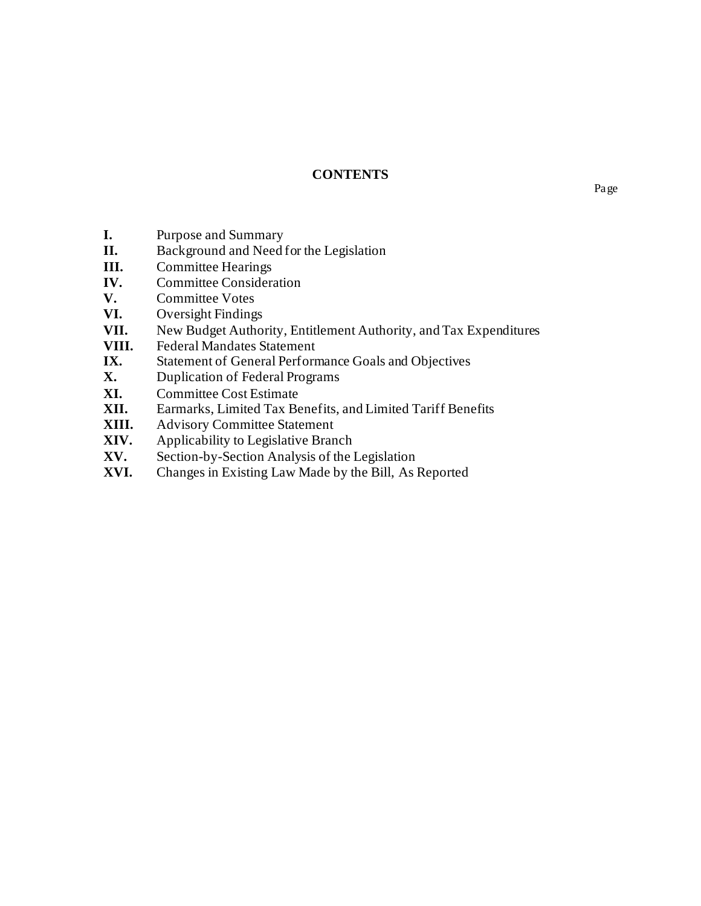## CONTENTS

Page

**I.** Purpose and Summary
**II.** Background and Need for the Legislation
**III.** Committee Hearings
**IV.** Committee Consideration
**V.** Committee Votes
**VI.** Oversight Findings
**VII.** New Budget Authority, Entitlement Authority, and Tax Expenditures
**VIII.** Federal Mandates Statement
**IX.** Statement of General Performance Goals and Objectives
**X.** Duplication of Federal Programs
**XI.** Committee Cost Estimate
**XII.** Earmarks, Limited Tax Benefits, and Limited Tariff Benefits
**XIII.** Advisory Committee Statement
**XIV.** Applicability to Legislative Branch
**XV.** Section-by-Section Analysis of the Legislation
**XVI.** Changes in Existing Law Made by the Bill, As Reported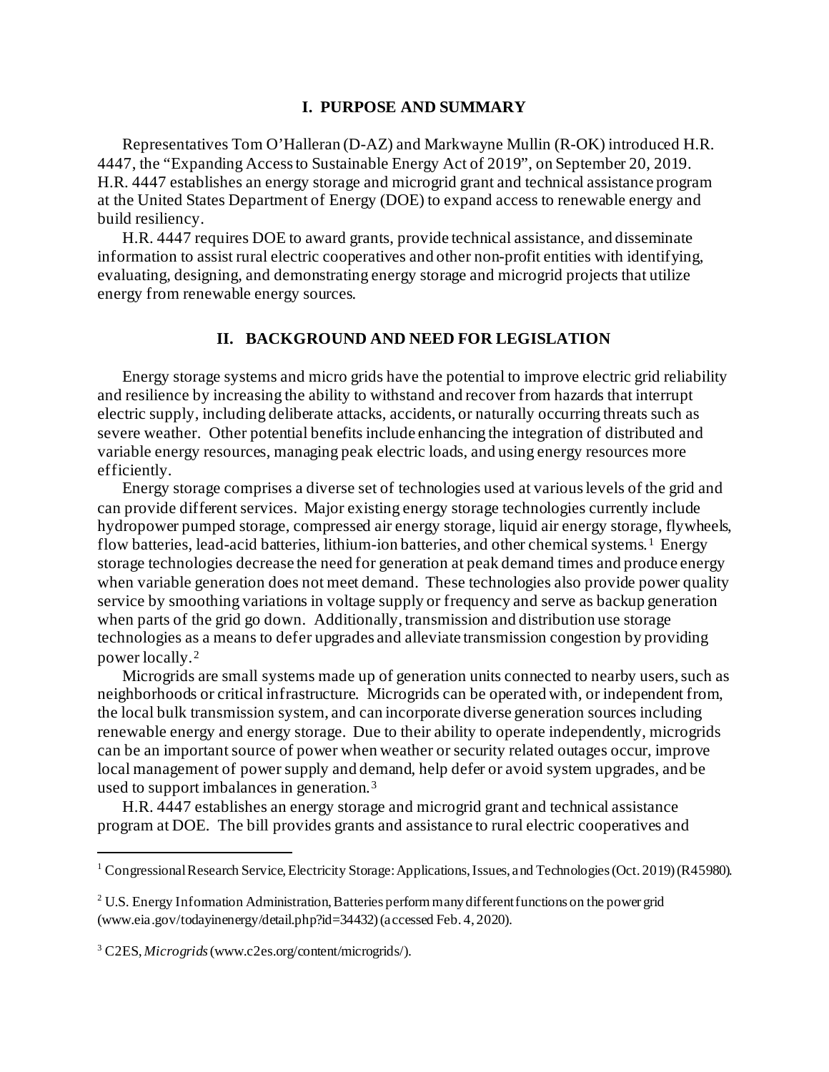## I. PURPOSE AND SUMMARY

Representatives Tom O'Halleran (D-AZ) and Markwayne Mullin (R-OK) introduced H.R. 4447, the "Expanding Access to Sustainable Energy Act of 2019", on September 20, 2019. H.R. 4447 establishes an energy storage and microgrid grant and technical assistance program at the United States Department of Energy (DOE) to expand access to renewable energy and build resiliency.

H.R. 4447 requires DOE to award grants, provide technical assistance, and disseminate information to assist rural electric cooperatives and other non-profit entities with identifying, evaluating, designing, and demonstrating energy storage and microgrid projects that utilize energy from renewable energy sources.

## II. BACKGROUND AND NEED FOR LEGISLATION

Energy storage systems and micro grids have the potential to improve electric grid reliability and resilience by increasing the ability to withstand and recover from hazards that interrupt electric supply, including deliberate attacks, accidents, or naturally occurring threats such as severe weather. Other potential benefits include enhancing the integration of distributed and variable energy resources, managing peak electric loads, and using energy resources more efficiently.

Energy storage comprises a diverse set of technologies used at various levels of the grid and can provide different services. Major existing energy storage technologies currently include hydropower pumped storage, compressed air energy storage, liquid air energy storage, flywheels, flow batteries, lead-acid batteries, lithium-ion batteries, and other chemical systems.[1] Energy storage technologies decrease the need for generation at peak demand times and produce energy when variable generation does not meet demand. These technologies also provide power quality service by smoothing variations in voltage supply or frequency and serve as backup generation when parts of the grid go down. Additionally, transmission and distribution use storage technologies as a means to defer upgrades and alleviate transmission congestion by providing power locally.[2]

Microgrids are small systems made up of generation units connected to nearby users, such as neighborhoods or critical infrastructure. Microgrids can be operated with, or independent from, the local bulk transmission system, and can incorporate diverse generation sources including renewable energy and energy storage. Due to their ability to operate independently, microgrids can be an important source of power when weather or security related outages occur, improve local management of power supply and demand, help defer or avoid system upgrades, and be used to support imbalances in generation.[3]

H.R. 4447 establishes an energy storage and microgrid grant and technical assistance program at DOE. The bill provides grants and assistance to rural electric cooperatives and

---

[1] Congressional Research Service, Electricity Storage: Applications, Issues, and Technologies (Oct. 2019) (R45980).

[2] U.S. Energy Information Administration, Batteries perform many different functions on the power grid (www.eia.gov/todayinenergy/detail.php?id=34432) (accessed Feb. 4, 2020).

[3] C2ES, *Microgrids* (www.c2es.org/content/microgrids/).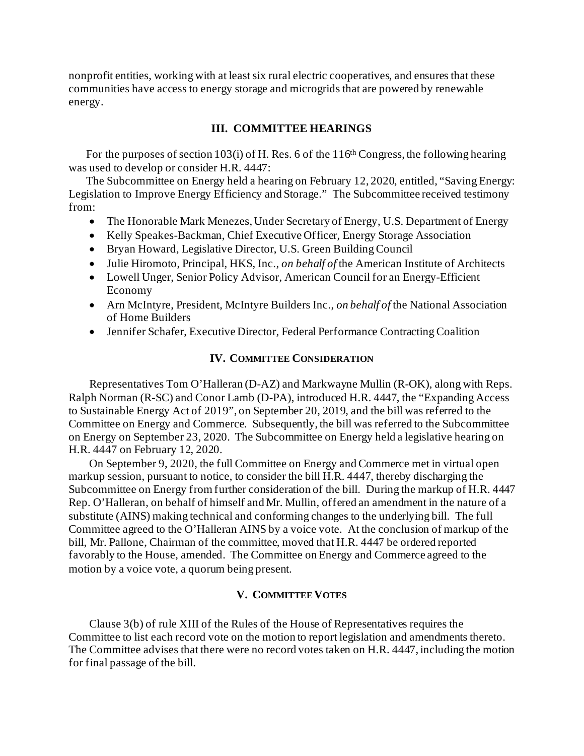nonprofit entities, working with at least six rural electric cooperatives, and ensures that these communities have access to energy storage and microgrids that are powered by renewable energy.

## III. COMMITTEE HEARINGS

For the purposes of section 103(i) of H. Res. 6 of the 116th Congress, the following hearing was used to develop or consider H.R. 4447:

The Subcommittee on Energy held a hearing on February 12, 2020, entitled, "Saving Energy: Legislation to Improve Energy Efficiency and Storage." The Subcommittee received testimony from:

- The Honorable Mark Menezes, Under Secretary of Energy, U.S. Department of Energy
- Kelly Speakes-Backman, Chief Executive Officer, Energy Storage Association
- Bryan Howard, Legislative Director, U.S. Green Building Council
- Julie Hiromoto, Principal, HKS, Inc., *on behalf of* the American Institute of Architects
- Lowell Unger, Senior Policy Advisor, American Council for an Energy-Efficient Economy
- Arn McIntyre, President, McIntyre Builders Inc., *on behalf of* the National Association of Home Builders
- Jennifer Schafer, Executive Director, Federal Performance Contracting Coalition

## IV. COMMITTEE CONSIDERATION

Representatives Tom O'Halleran (D-AZ) and Markwayne Mullin (R-OK), along with Reps. Ralph Norman (R-SC) and Conor Lamb (D-PA), introduced H.R. 4447, the "Expanding Access to Sustainable Energy Act of 2019", on September 20, 2019, and the bill was referred to the Committee on Energy and Commerce. Subsequently, the bill was referred to the Subcommittee on Energy on September 23, 2020. The Subcommittee on Energy held a legislative hearing on H.R. 4447 on February 12, 2020.

On September 9, 2020, the full Committee on Energy and Commerce met in virtual open markup session, pursuant to notice, to consider the bill H.R. 4447, thereby discharging the Subcommittee on Energy from further consideration of the bill. During the markup of H.R. 4447 Rep. O'Halleran, on behalf of himself and Mr. Mullin, offered an amendment in the nature of a substitute (AINS) making technical and conforming changes to the underlying bill. The full Committee agreed to the O'Halleran AINS by a voice vote. At the conclusion of markup of the bill, Mr. Pallone, Chairman of the committee, moved that H.R. 4447 be ordered reported favorably to the House, amended. The Committee on Energy and Commerce agreed to the motion by a voice vote, a quorum being present.

## V. COMMITTEE VOTES

Clause 3(b) of rule XIII of the Rules of the House of Representatives requires the Committee to list each record vote on the motion to report legislation and amendments thereto. The Committee advises that there were no record votes taken on H.R. 4447, including the motion for final passage of the bill.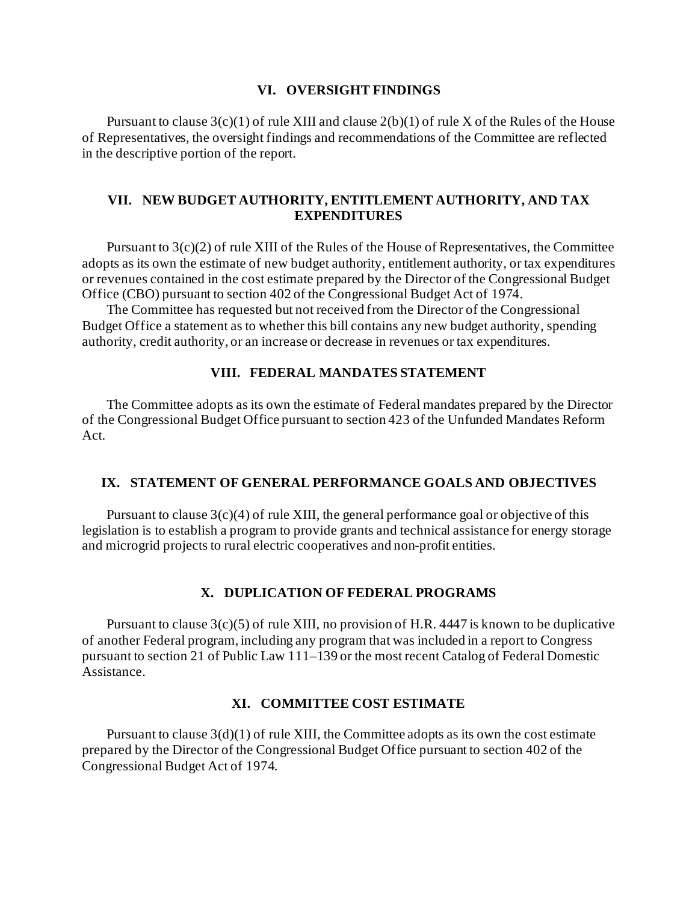## VI. OVERSIGHT FINDINGS

Pursuant to clause 3(c)(1) of rule XIII and clause 2(b)(1) of rule X of the Rules of the House of Representatives, the oversight findings and recommendations of the Committee are reflected in the descriptive portion of the report.

## VII. NEW BUDGET AUTHORITY, ENTITLEMENT AUTHORITY, AND TAX EXPENDITURES

Pursuant to 3(c)(2) of rule XIII of the Rules of the House of Representatives, the Committee adopts as its own the estimate of new budget authority, entitlement authority, or tax expenditures or revenues contained in the cost estimate prepared by the Director of the Congressional Budget Office (CBO) pursuant to section 402 of the Congressional Budget Act of 1974.

The Committee has requested but not received from the Director of the Congressional Budget Office a statement as to whether this bill contains any new budget authority, spending authority, credit authority, or an increase or decrease in revenues or tax expenditures.

## VIII. FEDERAL MANDATES STATEMENT

The Committee adopts as its own the estimate of Federal mandates prepared by the Director of the Congressional Budget Office pursuant to section 423 of the Unfunded Mandates Reform Act.

## IX. STATEMENT OF GENERAL PERFORMANCE GOALS AND OBJECTIVES

Pursuant to clause 3(c)(4) of rule XIII, the general performance goal or objective of this legislation is to establish a program to provide grants and technical assistance for energy storage and microgrid projects to rural electric cooperatives and non-profit entities.

## X. DUPLICATION OF FEDERAL PROGRAMS

Pursuant to clause 3(c)(5) of rule XIII, no provision of H.R. 4447 is known to be duplicative of another Federal program, including any program that was included in a report to Congress pursuant to section 21 of Public Law 111–139 or the most recent Catalog of Federal Domestic Assistance.

## XI. COMMITTEE COST ESTIMATE

Pursuant to clause 3(d)(1) of rule XIII, the Committee adopts as its own the cost estimate prepared by the Director of the Congressional Budget Office pursuant to section 402 of the Congressional Budget Act of 1974.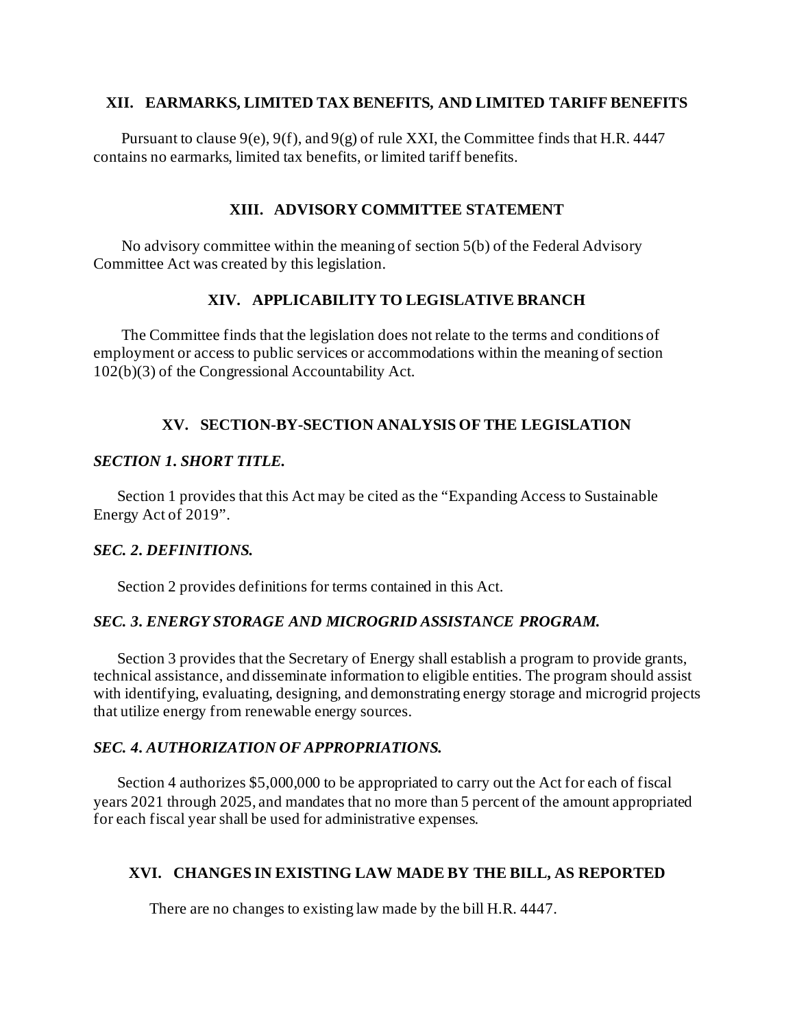## XII. EARMARKS, LIMITED TAX BENEFITS, AND LIMITED TARIFF BENEFITS

Pursuant to clause 9(e), 9(f), and 9(g) of rule XXI, the Committee finds that H.R. 4447 contains no earmarks, limited tax benefits, or limited tariff benefits.

## XIII. ADVISORY COMMITTEE STATEMENT

No advisory committee within the meaning of section 5(b) of the Federal Advisory Committee Act was created by this legislation.

## XIV. APPLICABILITY TO LEGISLATIVE BRANCH

The Committee finds that the legislation does not relate to the terms and conditions of employment or access to public services or accommodations within the meaning of section 102(b)(3) of the Congressional Accountability Act.

## XV. SECTION-BY-SECTION ANALYSIS OF THE LEGISLATION

### *SECTION 1. SHORT TITLE.*

Section 1 provides that this Act may be cited as the "Expanding Access to Sustainable Energy Act of 2019".

### *SEC. 2. DEFINITIONS.*

Section 2 provides definitions for terms contained in this Act.

### *SEC. 3. ENERGY STORAGE AND MICROGRID ASSISTANCE PROGRAM.*

Section 3 provides that the Secretary of Energy shall establish a program to provide grants, technical assistance, and disseminate information to eligible entities. The program should assist with identifying, evaluating, designing, and demonstrating energy storage and microgrid projects that utilize energy from renewable energy sources.

### *SEC. 4. AUTHORIZATION OF APPROPRIATIONS.*

Section 4 authorizes $5,000,000 to be appropriated to carry out the Act for each of fiscal years 2021 through 2025, and mandates that no more than 5 percent of the amount appropriated for each fiscal year shall be used for administrative expenses.

## XVI. CHANGES IN EXISTING LAW MADE BY THE BILL, AS REPORTED

There are no changes to existing law made by the bill H.R. 4447.